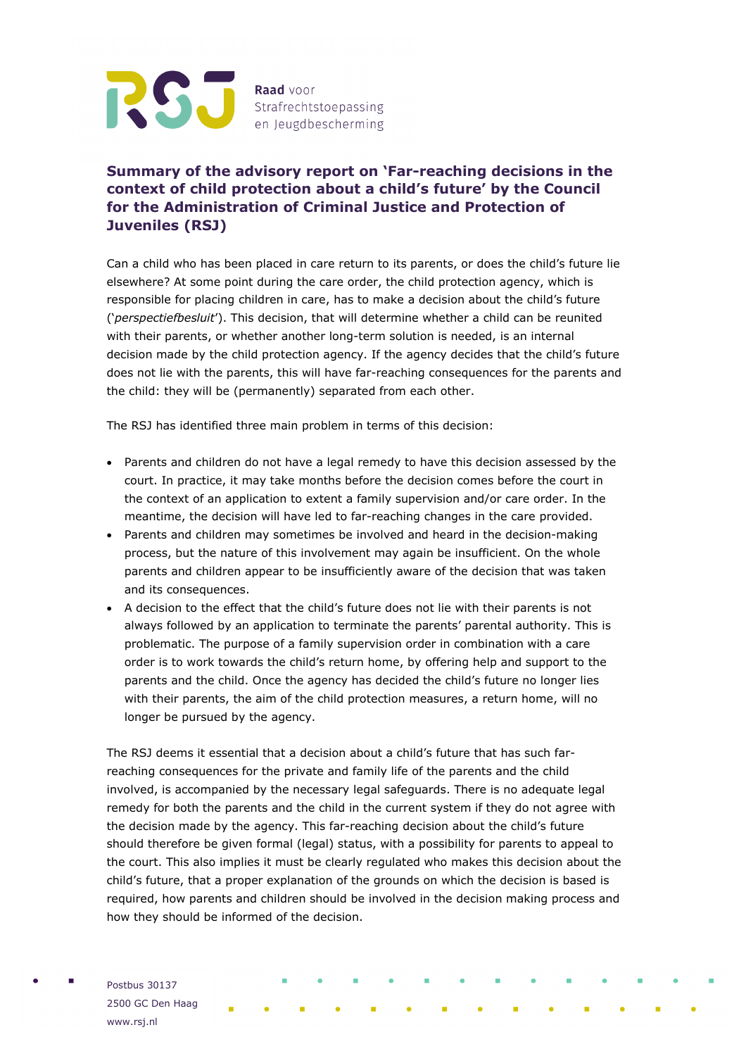Raad voor Strafrechtstoepassing en Jeugdbescherming

## Summary of the advisory report on 'Far-reaching decisions in the context of child protection about a child's future' by the Council for the Administration of Criminal Justice and Protection of Juveniles (RSJ)

Can a child who has been placed in care return to its parents, or does the child's future lie elsewhere? At some point during the care order, the child protection agency, which is responsible for placing children in care, has to make a decision about the child's future ('*perspectiefbesluit*'). This decision, that will determine whether a child can be reunited with their parents, or whether another long-term solution is needed, is an internal decision made by the child protection agency. If the agency decides that the child's future does not lie with the parents, this will have far-reaching consequences for the parents and the child: they will be (permanently) separated from each other.

The RSJ has identified three main problem in terms of this decision:

- Parents and children do not have a legal remedy to have this decision assessed by the court. In practice, it may take months before the decision comes before the court in the context of an application to extent a family supervision and/or care order. In the meantime, the decision will have led to far-reaching changes in the care provided.
- Parents and children may sometimes be involved and heard in the decision-making process, but the nature of this involvement may again be insufficient. On the whole parents and children appear to be insufficiently aware of the decision that was taken and its consequences.
- A decision to the effect that the child's future does not lie with their parents is not always followed by an application to terminate the parents' parental authority. This is problematic. The purpose of a family supervision order in combination with a care order is to work towards the child's return home, by offering help and support to the parents and the child. Once the agency has decided the child's future no longer lies with their parents, the aim of the child protection measures, a return home, will no longer be pursued by the agency.

The RSJ deems it essential that a decision about a child's future that has such far-reaching consequences for the private and family life of the parents and the child involved, is accompanied by the necessary legal safeguards. There is no adequate legal remedy for both the parents and the child in the current system if they do not agree with the decision made by the agency. This far-reaching decision about the child's future should therefore be given formal (legal) status, with a possibility for parents to appeal to the court. This also implies it must be clearly regulated who makes this decision about the child's future, that a proper explanation of the grounds on which the decision is based is required, how parents and children should be involved in the decision making process and how they should be informed of the decision.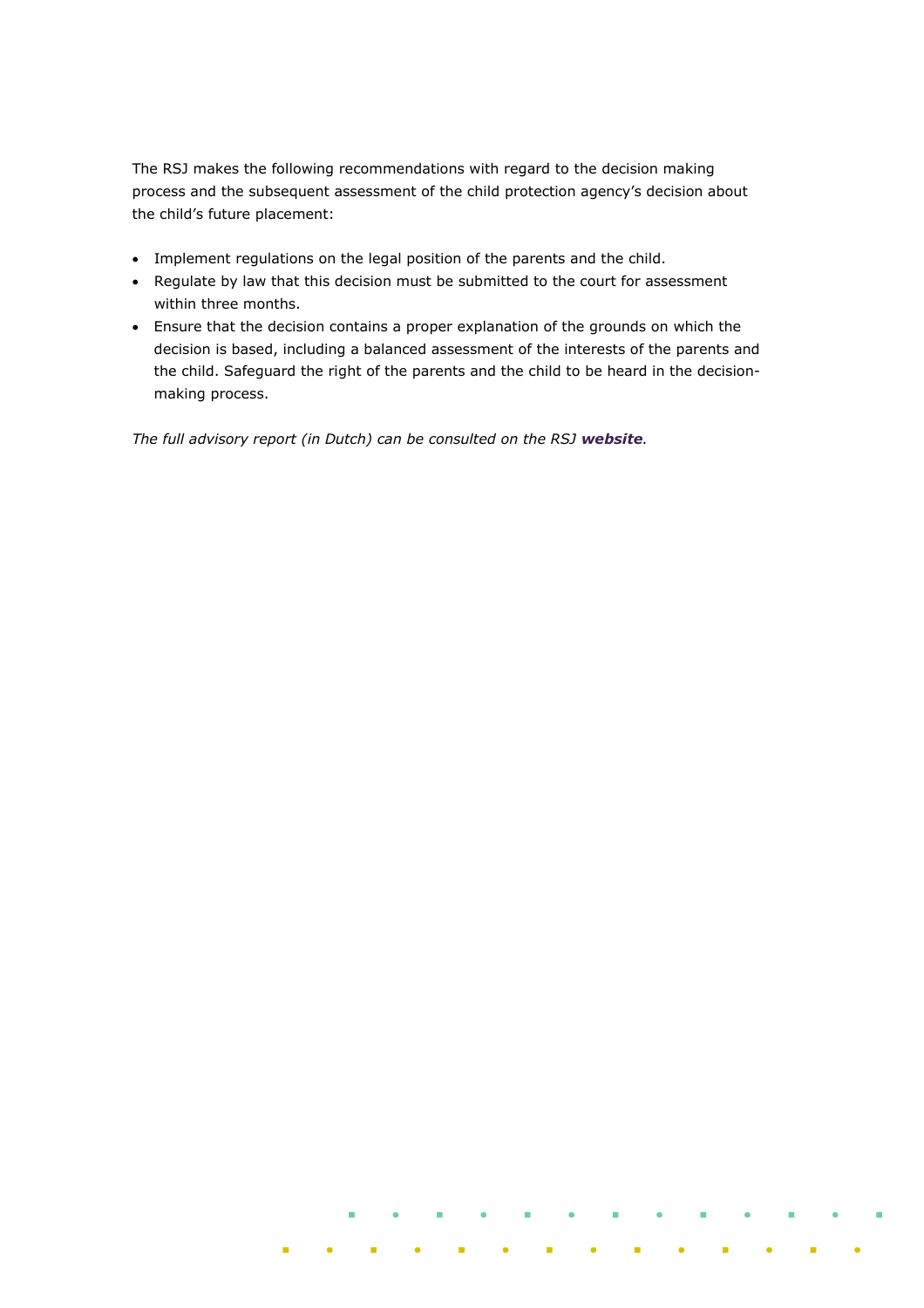The RSJ makes the following recommendations with regard to the decision making process and the subsequent assessment of the child protection agency's decision about the child's future placement:

- Implement regulations on the legal position of the parents and the child.
- Regulate by law that this decision must be submitted to the court for assessment within three months.
- Ensure that the decision contains a proper explanation of the grounds on which the decision is based, including a balanced assessment of the interests of the parents and the child. Safeguard the right of the parents and the child to be heard in the decision-making process.

*The full advisory report (in Dutch) can be consulted on the RSJ* ***website****.*